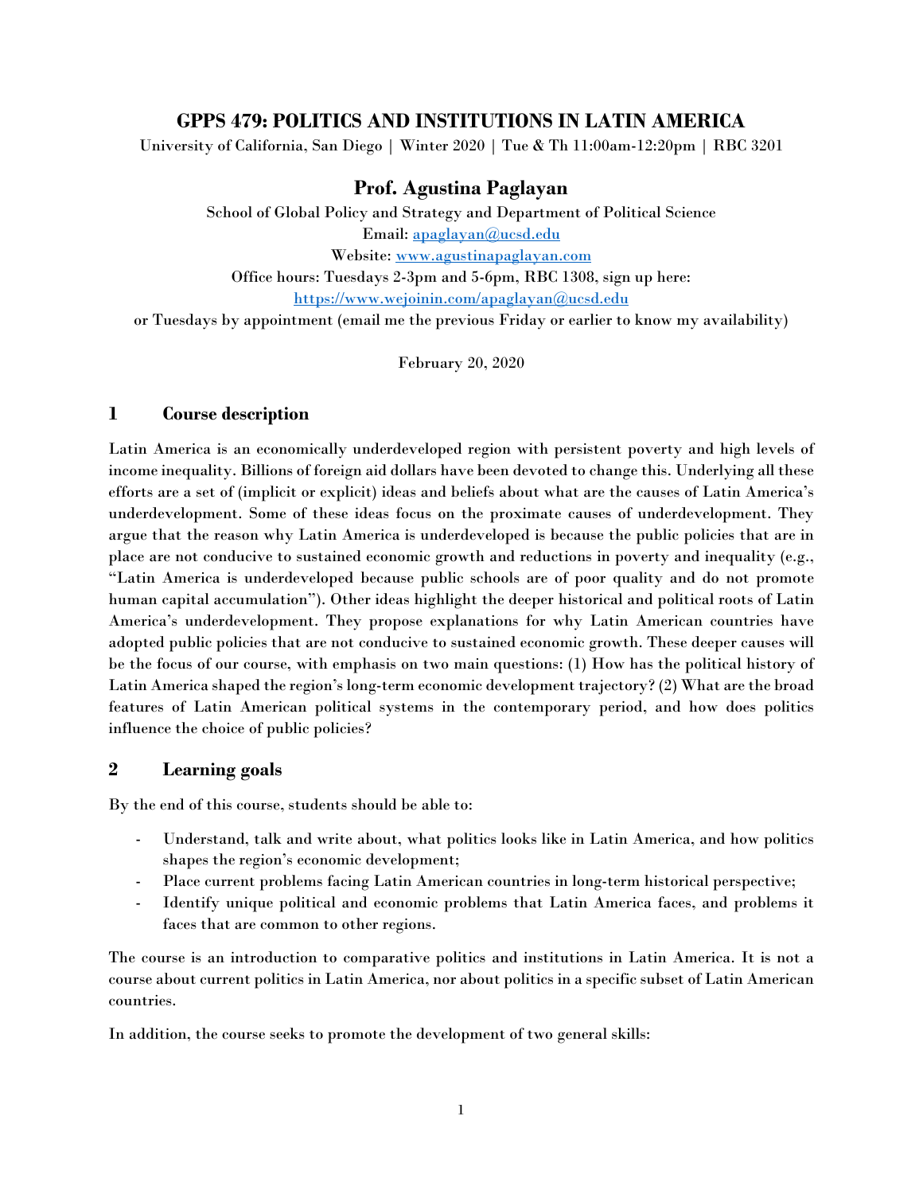# GPPS 479: POLITICS AND INSTITUTIONS IN LATIN AMERICA

University of California, San Diego | Winter 2020 | Tue & Th 11:00am-12:20pm | RBC 3201

## Prof. Agustina Paglayan

School of Global Policy and Strategy and Department of Political Science
Email: apaglayan@ucsd.edu
Website: www.agustinapaglayan.com
Office hours: Tuesdays 2-3pm and 5-6pm, RBC 1308, sign up here:
https://www.wejoinin.com/apaglayan@ucsd.edu
or Tuesdays by appointment (email me the previous Friday or earlier to know my availability)

February 20, 2020

## 1 Course description

Latin America is an economically underdeveloped region with persistent poverty and high levels of income inequality. Billions of foreign aid dollars have been devoted to change this. Underlying all these efforts are a set of (implicit or explicit) ideas and beliefs about what are the causes of Latin America's underdevelopment. Some of these ideas focus on the proximate causes of underdevelopment. They argue that the reason why Latin America is underdeveloped is because the public policies that are in place are not conducive to sustained economic growth and reductions in poverty and inequality (e.g., "Latin America is underdeveloped because public schools are of poor quality and do not promote human capital accumulation"). Other ideas highlight the deeper historical and political roots of Latin America's underdevelopment. They propose explanations for why Latin American countries have adopted public policies that are not conducive to sustained economic growth. These deeper causes will be the focus of our course, with emphasis on two main questions: (1) How has the political history of Latin America shaped the region's long-term economic development trajectory? (2) What are the broad features of Latin American political systems in the contemporary period, and how does politics influence the choice of public policies?

## 2 Learning goals

By the end of this course, students should be able to:

- Understand, talk and write about, what politics looks like in Latin America, and how politics shapes the region's economic development;
- Place current problems facing Latin American countries in long-term historical perspective;
- Identify unique political and economic problems that Latin America faces, and problems it faces that are common to other regions.

The course is an introduction to comparative politics and institutions in Latin America. It is not a course about current politics in Latin America, nor about politics in a specific subset of Latin American countries.

In addition, the course seeks to promote the development of two general skills: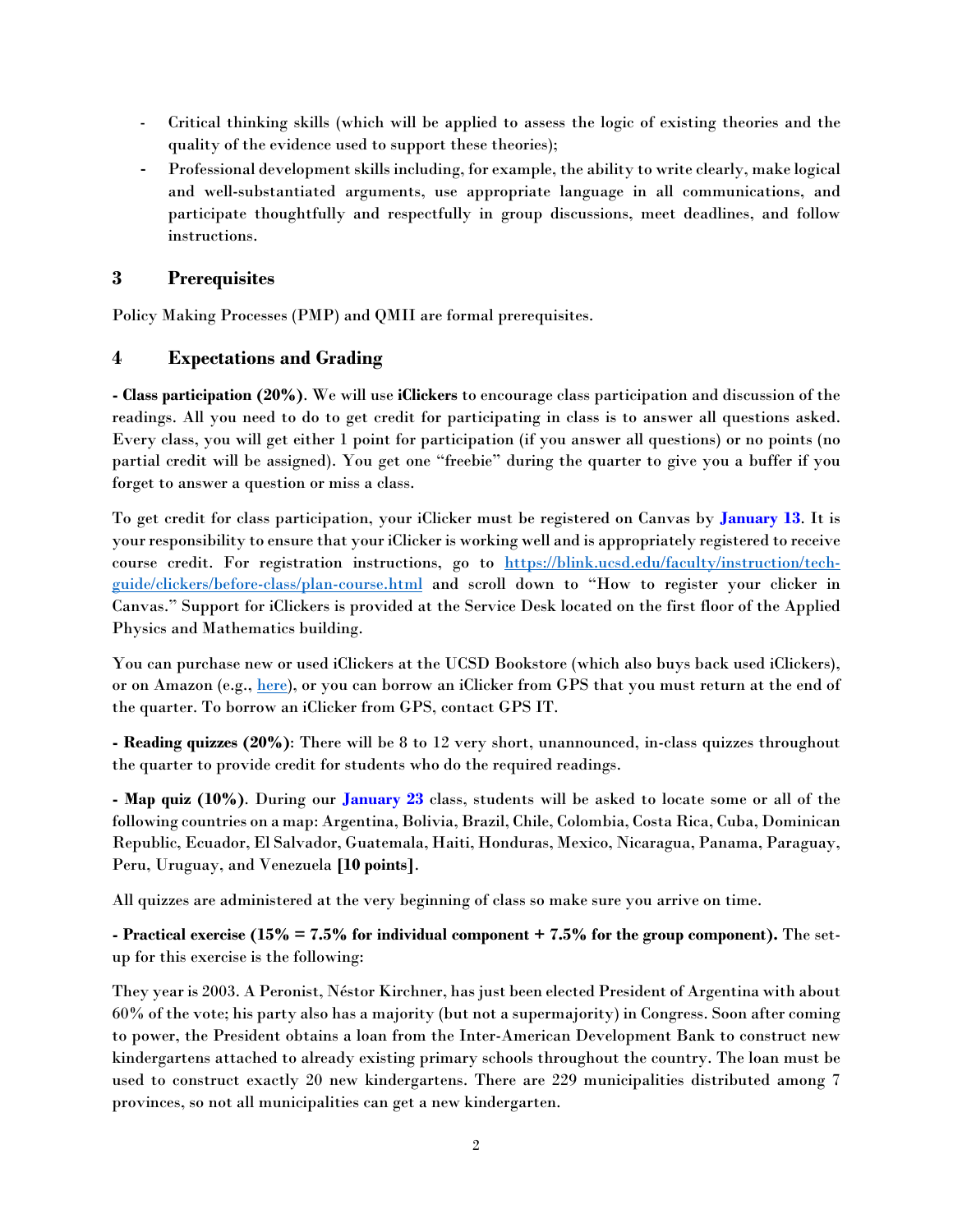- Critical thinking skills (which will be applied to assess the logic of existing theories and the quality of the evidence used to support these theories);
- Professional development skills including, for example, the ability to write clearly, make logical and well-substantiated arguments, use appropriate language in all communications, and participate thoughtfully and respectfully in group discussions, meet deadlines, and follow instructions.

## 3 Prerequisites

Policy Making Processes (PMP) and QMII are formal prerequisites.

## 4 Expectations and Grading

**- Class participation (20%)**. We will use **iClickers** to encourage class participation and discussion of the readings. All you need to do to get credit for participating in class is to answer all questions asked. Every class, you will get either 1 point for participation (if you answer all questions) or no points (no partial credit will be assigned). You get one "freebie" during the quarter to give you a buffer if you forget to answer a question or miss a class.

To get credit for class participation, your iClicker must be registered on Canvas by **January 13**. It is your responsibility to ensure that your iClicker is working well and is appropriately registered to receive course credit. For registration instructions, go to [https://blink.ucsd.edu/faculty/instruction/tech-guide/clickers/before-class/plan-course.html](https://blink.ucsd.edu/faculty/instruction/tech-guide/clickers/before-class/plan-course.html) and scroll down to "How to register your clicker in Canvas." Support for iClickers is provided at the Service Desk located on the first floor of the Applied Physics and Mathematics building.

You can purchase new or used iClickers at the UCSD Bookstore (which also buys back used iClickers), or on Amazon (e.g., here), or you can borrow an iClicker from GPS that you must return at the end of the quarter. To borrow an iClicker from GPS, contact GPS IT.

**- Reading quizzes (20%)**: There will be 8 to 12 very short, unannounced, in-class quizzes throughout the quarter to provide credit for students who do the required readings.

**- Map quiz (10%)**. During our **January 23** class, students will be asked to locate some or all of the following countries on a map: Argentina, Bolivia, Brazil, Chile, Colombia, Costa Rica, Cuba, Dominican Republic, Ecuador, El Salvador, Guatemala, Haiti, Honduras, Mexico, Nicaragua, Panama, Paraguay, Peru, Uruguay, and Venezuela **[10 points]**.

All quizzes are administered at the very beginning of class so make sure you arrive on time.

**- Practical exercise (15% = 7.5% for individual component + 7.5% for the group component).** The set-up for this exercise is the following:

They year is 2003. A Peronist, Néstor Kirchner, has just been elected President of Argentina with about 60% of the vote; his party also has a majority (but not a supermajority) in Congress. Soon after coming to power, the President obtains a loan from the Inter-American Development Bank to construct new kindergartens attached to already existing primary schools throughout the country. The loan must be used to construct exactly 20 new kindergartens. There are 229 municipalities distributed among 7 provinces, so not all municipalities can get a new kindergarten.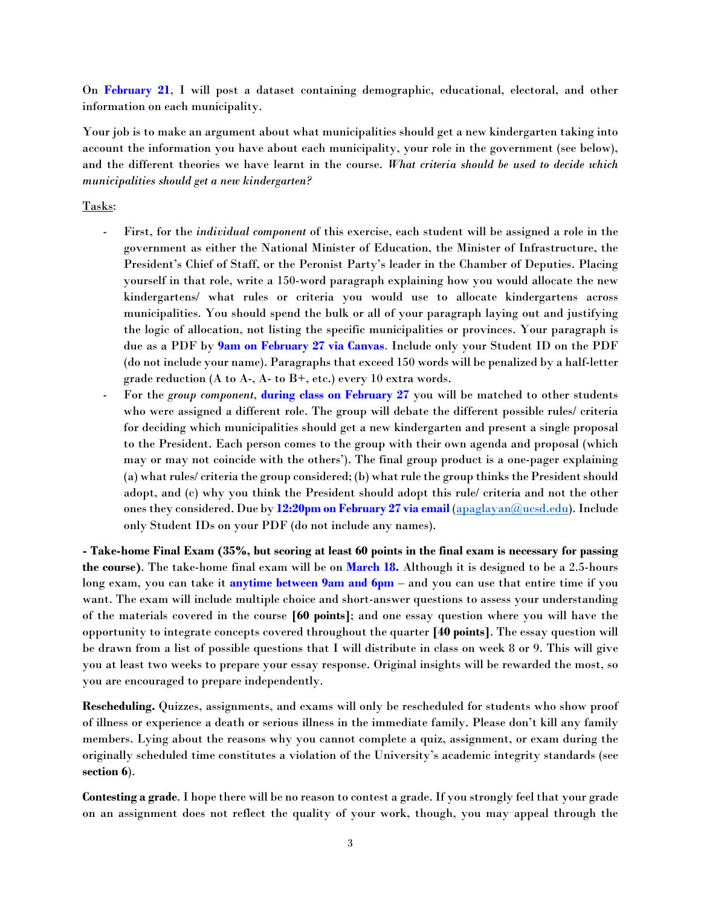On **February 21**, I will post a dataset containing demographic, educational, electoral, and other information on each municipality.

Your job is to make an argument about what municipalities should get a new kindergarten taking into account the information you have about each municipality, your role in the government (see below), and the different theories we have learnt in the course. *What criteria should be used to decide which municipalities should get a new kindergarten?*

Tasks:

- First, for the *individual component* of this exercise, each student will be assigned a role in the government as either the National Minister of Education, the Minister of Infrastructure, the President's Chief of Staff, or the Peronist Party's leader in the Chamber of Deputies. Placing yourself in that role, write a 150-word paragraph explaining how you would allocate the new kindergartens/ what rules or criteria you would use to allocate kindergartens across municipalities. You should spend the bulk or all of your paragraph laying out and justifying the logic of allocation, not listing the specific municipalities or provinces. Your paragraph is due as a PDF by **9am on February 27 via Canvas**. Include only your Student ID on the PDF (do not include your name). Paragraphs that exceed 150 words will be penalized by a half-letter grade reduction (A to A-, A- to B+, etc.) every 10 extra words.
- For the *group component*, **during class on February 27** you will be matched to other students who were assigned a different role. The group will debate the different possible rules/ criteria for deciding which municipalities should get a new kindergarten and present a single proposal to the President. Each person comes to the group with their own agenda and proposal (which may or may not coincide with the others'). The final group product is a one-pager explaining (a) what rules/ criteria the group considered; (b) what rule the group thinks the President should adopt, and (c) why you think the President should adopt this rule/ criteria and not the other ones they considered. Due by **12:20pm on February 27 via email** (apaglayan@ucsd.edu). Include only Student IDs on your PDF (do not include any names).

**- Take-home Final Exam (35%, but scoring at least 60 points in the final exam is necessary for passing the course)**. The take-home final exam will be on **March 18.** Although it is designed to be a 2.5-hours long exam, you can take it **anytime between 9am and 6pm** – and you can use that entire time if you want. The exam will include multiple choice and short-answer questions to assess your understanding of the materials covered in the course **[60 points]**; and one essay question where you will have the opportunity to integrate concepts covered throughout the quarter **[40 points]**. The essay question will be drawn from a list of possible questions that I will distribute in class on week 8 or 9. This will give you at least two weeks to prepare your essay response. Original insights will be rewarded the most, so you are encouraged to prepare independently.

**Rescheduling.** Quizzes, assignments, and exams will only be rescheduled for students who show proof of illness or experience a death or serious illness in the immediate family. Please don't kill any family members. Lying about the reasons why you cannot complete a quiz, assignment, or exam during the originally scheduled time constitutes a violation of the University's academic integrity standards (see **section 6**).

**Contesting a grade.** I hope there will be no reason to contest a grade. If you strongly feel that your grade on an assignment does not reflect the quality of your work, though, you may appeal through the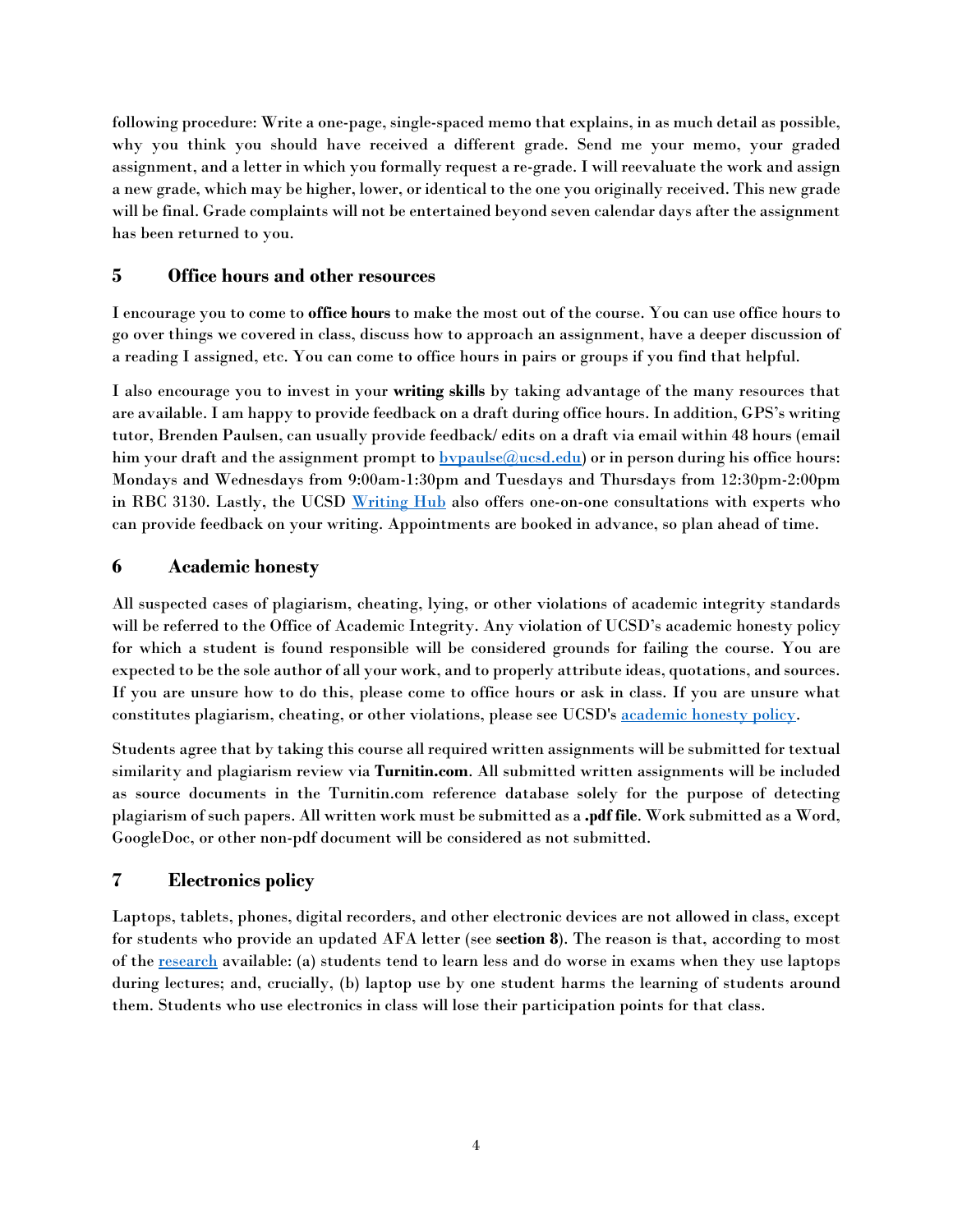following procedure: Write a one-page, single-spaced memo that explains, in as much detail as possible, why you think you should have received a different grade. Send me your memo, your graded assignment, and a letter in which you formally request a re-grade. I will reevaluate the work and assign a new grade, which may be higher, lower, or identical to the one you originally received. This new grade will be final. Grade complaints will not be entertained beyond seven calendar days after the assignment has been returned to you.

## 5 Office hours and other resources

I encourage you to come to **office hours** to make the most out of the course. You can use office hours to go over things we covered in class, discuss how to approach an assignment, have a deeper discussion of a reading I assigned, etc. You can come to office hours in pairs or groups if you find that helpful.

I also encourage you to invest in your **writing skills** by taking advantage of the many resources that are available. I am happy to provide feedback on a draft during office hours. In addition, GPS's writing tutor, Brenden Paulsen, can usually provide feedback/ edits on a draft via email within 48 hours (email him your draft and the assignment prompt to bvpaulse@ucsd.edu) or in person during his office hours: Mondays and Wednesdays from 9:00am-1:30pm and Tuesdays and Thursdays from 12:30pm-2:00pm in RBC 3130. Lastly, the UCSD Writing Hub also offers one-on-one consultations with experts who can provide feedback on your writing. Appointments are booked in advance, so plan ahead of time.

## 6 Academic honesty

All suspected cases of plagiarism, cheating, lying, or other violations of academic integrity standards will be referred to the Office of Academic Integrity. Any violation of UCSD's academic honesty policy for which a student is found responsible will be considered grounds for failing the course. You are expected to be the sole author of all your work, and to properly attribute ideas, quotations, and sources. If you are unsure how to do this, please come to office hours or ask in class. If you are unsure what constitutes plagiarism, cheating, or other violations, please see UCSD's academic honesty policy.

Students agree that by taking this course all required written assignments will be submitted for textual similarity and plagiarism review via **Turnitin.com**. All submitted written assignments will be included as source documents in the Turnitin.com reference database solely for the purpose of detecting plagiarism of such papers. All written work must be submitted as a **.pdf file**. Work submitted as a Word, GoogleDoc, or other non-pdf document will be considered as not submitted.

## 7 Electronics policy

Laptops, tablets, phones, digital recorders, and other electronic devices are not allowed in class, except for students who provide an updated AFA letter (see **section 8**). The reason is that, according to most of the research available: (a) students tend to learn less and do worse in exams when they use laptops during lectures; and, crucially, (b) laptop use by one student harms the learning of students around them. Students who use electronics in class will lose their participation points for that class.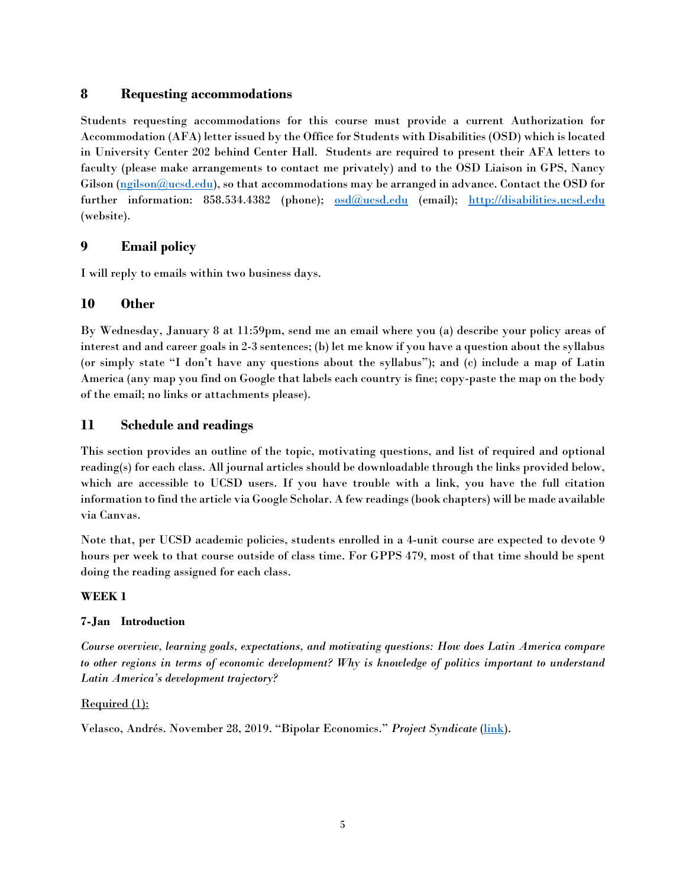## 8 Requesting accommodations

Students requesting accommodations for this course must provide a current Authorization for Accommodation (AFA) letter issued by the Office for Students with Disabilities (OSD) which is located in University Center 202 behind Center Hall. Students are required to present their AFA letters to faculty (please make arrangements to contact me privately) and to the OSD Liaison in GPS, Nancy Gilson ([ngilson@ucsd.edu](mailto:ngilson@ucsd.edu)), so that accommodations may be arranged in advance. Contact the OSD for further information: 858.534.4382 (phone); [osd@ucsd.edu](mailto:osd@ucsd.edu) (email); [http://disabilities.ucsd.edu](http://disabilities.ucsd.edu) (website).

## 9 Email policy

I will reply to emails within two business days.

## 10 Other

By Wednesday, January 8 at 11:59pm, send me an email where you (a) describe your policy areas of interest and and career goals in 2-3 sentences; (b) let me know if you have a question about the syllabus (or simply state "I don't have any questions about the syllabus"); and (c) include a map of Latin America (any map you find on Google that labels each country is fine; copy-paste the map on the body of the email; no links or attachments please).

## 11 Schedule and readings

This section provides an outline of the topic, motivating questions, and list of required and optional reading(s) for each class. All journal articles should be downloadable through the links provided below, which are accessible to UCSD users. If you have trouble with a link, you have the full citation information to find the article via Google Scholar. A few readings (book chapters) will be made available via Canvas.

Note that, per UCSD academic policies, students enrolled in a 4-unit course are expected to devote 9 hours per week to that course outside of class time. For GPPS 479, most of that time should be spent doing the reading assigned for each class.

**WEEK 1**

**7-Jan Introduction**

*Course overview, learning goals, expectations, and motivating questions: How does Latin America compare to other regions in terms of economic development? Why is knowledge of politics important to understand Latin America's development trajectory?*

Required (1):

Velasco, Andrés. November 28, 2019. "Bipolar Economics." *Project Syndicate* (link).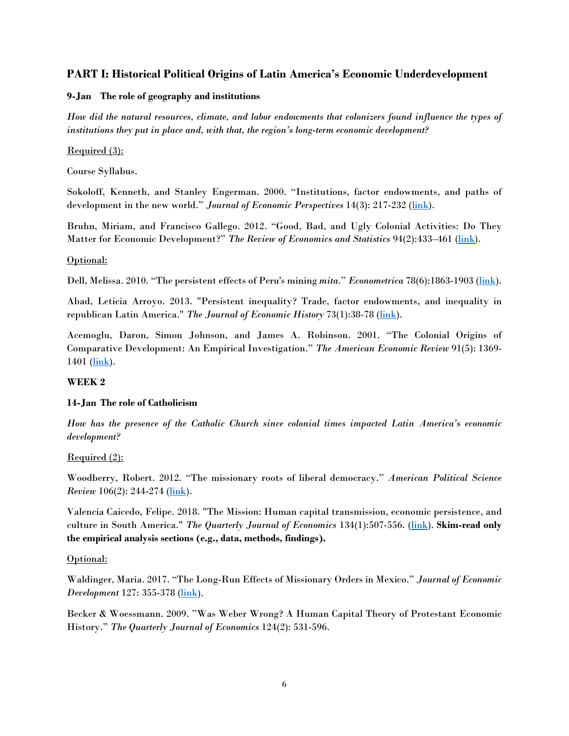## PART I: Historical Political Origins of Latin America's Economic Underdevelopment

**9-Jan The role of geography and institutions**

*How did the natural resources, climate, and labor endowments that colonizers found influence the types of institutions they put in place and, with that, the region's long-term economic development?*

Required (3):

Course Syllabus.

Sokoloff, Kenneth, and Stanley Engerman. 2000. "Institutions, factor endowments, and paths of development in the new world." *Journal of Economic Perspectives* 14(3): 217-232 (link).

Bruhn, Miriam, and Francisco Gallego. 2012. "Good, Bad, and Ugly Colonial Activities: Do They Matter for Economic Development?" *The Review of Economics and Statistics* 94(2):433–461 (link).

Optional:

Dell, Melissa. 2010. "The persistent effects of Peru's mining *mita*." *Econometrica* 78(6):1863-1903 (link).

Abad, Leticia Arroyo. 2013. "Persistent inequality? Trade, factor endowments, and inequality in republican Latin America." *The Journal of Economic History* 73(1):38-78 (link).

Acemoglu, Daron, Simon Johnson, and James A. Robinson. 2001. "The Colonial Origins of Comparative Development: An Empirical Investigation." *The American Economic Review* 91(5): 1369-1401 (link).

**WEEK 2**

**14-Jan The role of Catholicism**

*How has the presence of the Catholic Church since colonial times impacted Latin America's economic development?*

Required (2):

Woodberry, Robert. 2012. "The missionary roots of liberal democracy." *American Political Science Review* 106(2): 244-274 (link).

Valencia Caicedo, Felipe. 2018. "The Mission: Human capital transmission, economic persistence, and culture in South America." *The Quarterly Journal of Economics* 134(1):507-556. (link). **Skim-read only the empirical analysis sections (e.g., data, methods, findings).**

Optional:

Waldinger, Maria. 2017. "The Long-Run Effects of Missionary Orders in Mexico." *Journal of Economic Development* 127: 355-378 (link).

Becker & Woessmann. 2009. "Was Weber Wrong? A Human Capital Theory of Protestant Economic History." *The Quarterly Journal of Economics* 124(2): 531-596.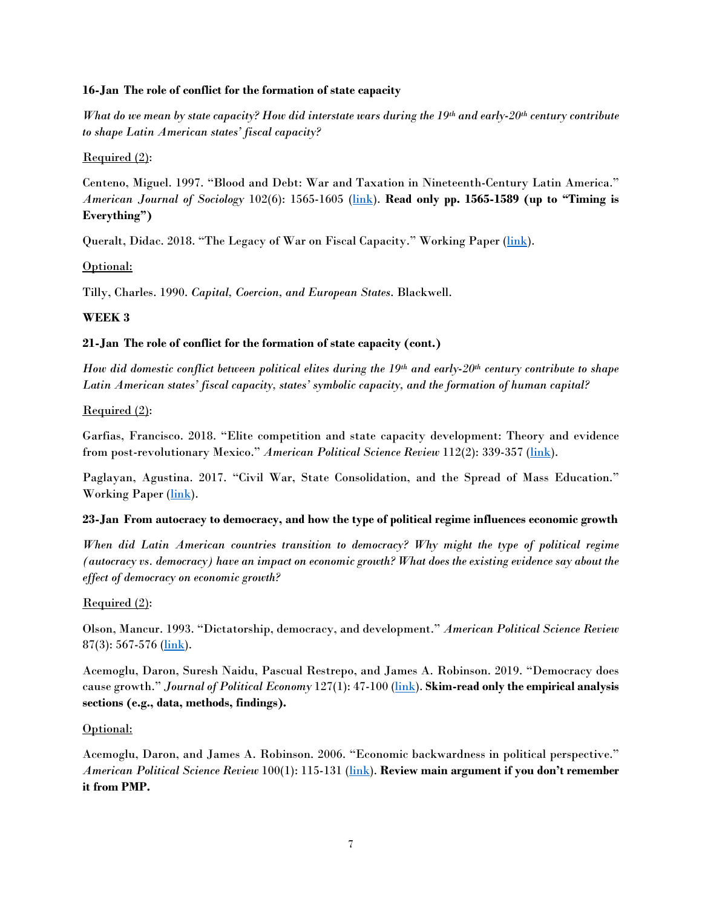**16-Jan The role of conflict for the formation of state capacity**

*What do we mean by state capacity? How did interstate wars during the 19th and early-20th century contribute to shape Latin American states' fiscal capacity?*

Required (2):

Centeno, Miguel. 1997. "Blood and Debt: War and Taxation in Nineteenth-Century Latin America." *American Journal of Sociology* 102(6): 1565-1605 (link). **Read only pp. 1565-1589 (up to "Timing is Everything")**

Queralt, Didac. 2018. "The Legacy of War on Fiscal Capacity." Working Paper (link).

Optional:

Tilly, Charles. 1990. *Capital, Coercion, and European States*. Blackwell.

**WEEK 3**

**21-Jan The role of conflict for the formation of state capacity (cont.)**

*How did domestic conflict between political elites during the 19th and early-20th century contribute to shape Latin American states' fiscal capacity, states' symbolic capacity, and the formation of human capital?*

Required (2):

Garfias, Francisco. 2018. "Elite competition and state capacity development: Theory and evidence from post-revolutionary Mexico." *American Political Science Review* 112(2): 339-357 (link).

Paglayan, Agustina. 2017. "Civil War, State Consolidation, and the Spread of Mass Education." Working Paper (link).

**23-Jan From autocracy to democracy, and how the type of political regime influences economic growth**

*When did Latin American countries transition to democracy? Why might the type of political regime (autocracy vs. democracy) have an impact on economic growth? What does the existing evidence say about the effect of democracy on economic growth?*

Required (2):

Olson, Mancur. 1993. "Dictatorship, democracy, and development." *American Political Science Review* 87(3): 567-576 (link).

Acemoglu, Daron, Suresh Naidu, Pascual Restrepo, and James A. Robinson. 2019. "Democracy does cause growth." *Journal of Political Economy* 127(1): 47-100 (link). **Skim-read only the empirical analysis sections (e.g., data, methods, findings).**

Optional:

Acemoglu, Daron, and James A. Robinson. 2006. "Economic backwardness in political perspective." *American Political Science Review* 100(1): 115-131 (link). **Review main argument if you don't remember it from PMP.**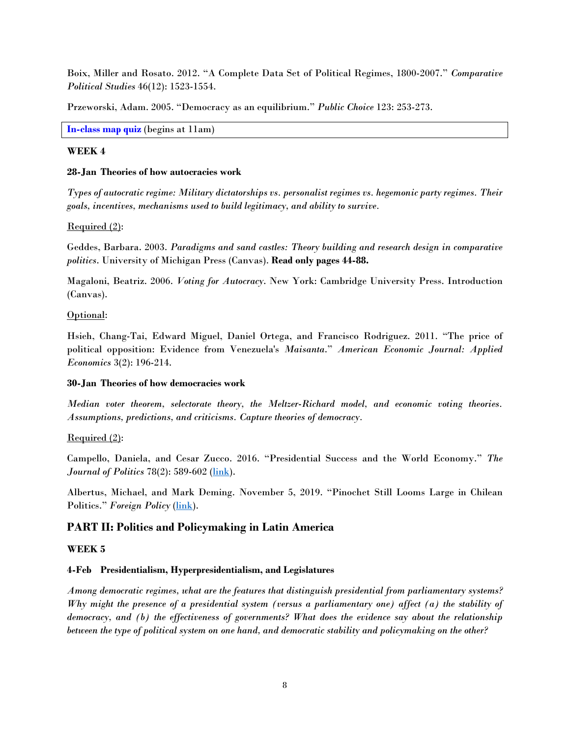Boix, Miller and Rosato. 2012. "A Complete Data Set of Political Regimes, 1800-2007." *Comparative Political Studies* 46(12): 1523-1554.

Przeworski, Adam. 2005. "Democracy as an equilibrium." *Public Choice* 123: 253-273.

**In-class map quiz** (begins at 11am)

**WEEK 4**

**28-Jan Theories of how autocracies work**

*Types of autocratic regime: Military dictatorships vs. personalist regimes vs. hegemonic party regimes. Their goals, incentives, mechanisms used to build legitimacy, and ability to survive.*

Required (2):

Geddes, Barbara. 2003. *Paradigms and sand castles: Theory building and research design in comparative politics*. University of Michigan Press (Canvas). **Read only pages 44-88.**

Magaloni, Beatriz. 2006. *Voting for Autocracy*. New York: Cambridge University Press. Introduction (Canvas).

Optional:

Hsieh, Chang-Tai, Edward Miguel, Daniel Ortega, and Francisco Rodriguez. 2011. "The price of political opposition: Evidence from Venezuela's *Maisanta*." *American Economic Journal: Applied Economics* 3(2): 196-214.

**30-Jan Theories of how democracies work**

*Median voter theorem, selectorate theory, the Meltzer-Richard model, and economic voting theories. Assumptions, predictions, and criticisms. Capture theories of democracy.*

Required (2):

Campello, Daniela, and Cesar Zucco. 2016. "Presidential Success and the World Economy." *The Journal of Politics* 78(2): 589-602 (link).

Albertus, Michael, and Mark Deming. November 5, 2019. "Pinochet Still Looms Large in Chilean Politics." *Foreign Policy* (link).

## PART II: Politics and Policymaking in Latin America

**WEEK 5**

**4-Feb Presidentialism, Hyperpresidentialism, and Legislatures**

*Among democratic regimes, what are the features that distinguish presidential from parliamentary systems? Why might the presence of a presidential system (versus a parliamentary one) affect (a) the stability of democracy, and (b) the effectiveness of governments? What does the evidence say about the relationship between the type of political system on one hand, and democratic stability and policymaking on the other?*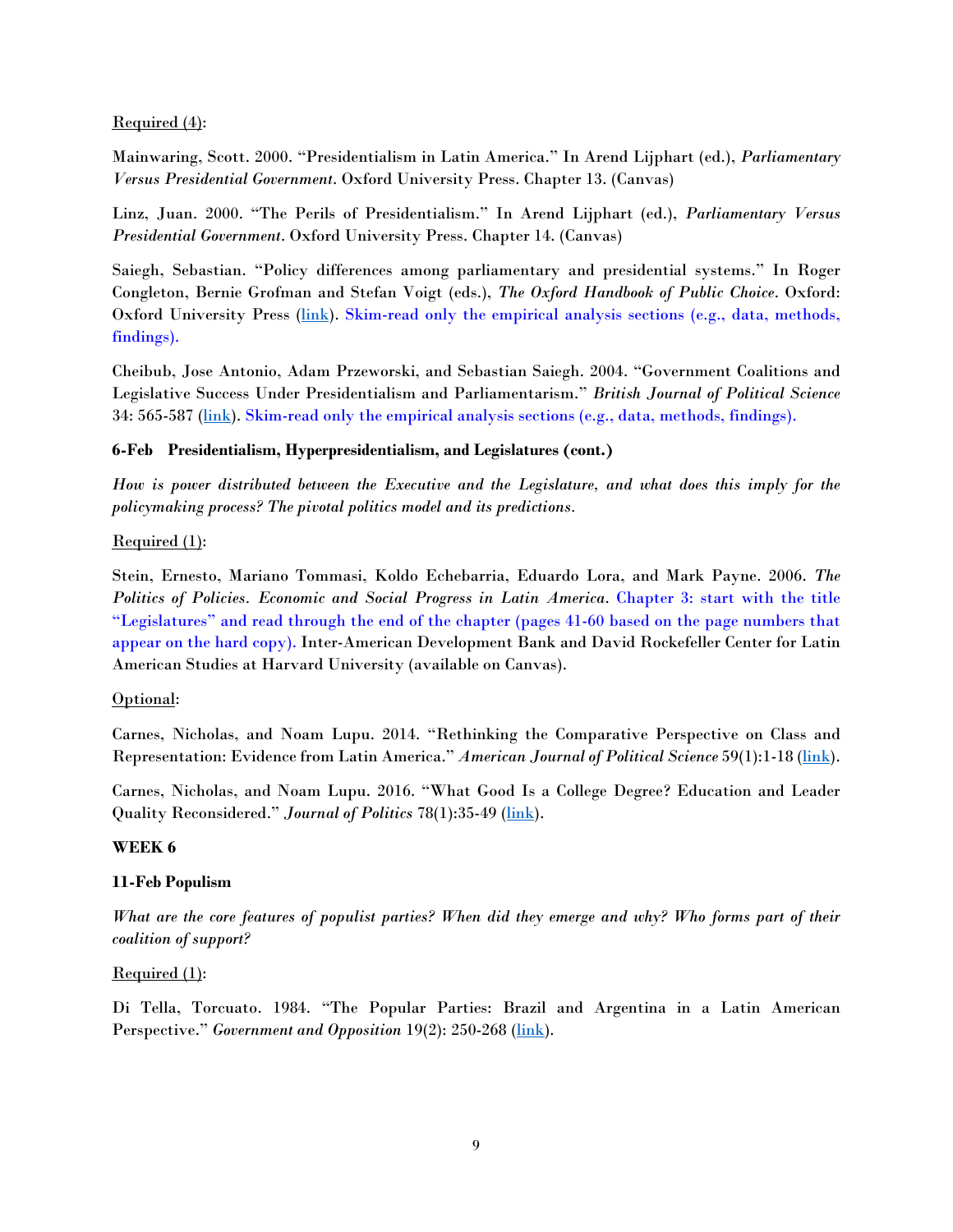Required (4):

Mainwaring, Scott. 2000. "Presidentialism in Latin America." In Arend Lijphart (ed.), *Parliamentary Versus Presidential Government*. Oxford University Press. Chapter 13. (Canvas)

Linz, Juan. 2000. "The Perils of Presidentialism." In Arend Lijphart (ed.), *Parliamentary Versus Presidential Government*. Oxford University Press. Chapter 14. (Canvas)

Saiegh, Sebastian. "Policy differences among parliamentary and presidential systems." In Roger Congleton, Bernie Grofman and Stefan Voigt (eds.), *The Oxford Handbook of Public Choice*. Oxford: Oxford University Press (link). Skim-read only the empirical analysis sections (e.g., data, methods, findings).

Cheibub, Jose Antonio, Adam Przeworski, and Sebastian Saiegh. 2004. "Government Coalitions and Legislative Success Under Presidentialism and Parliamentarism." *British Journal of Political Science* 34: 565-587 (link). Skim-read only the empirical analysis sections (e.g., data, methods, findings).

**6-Feb Presidentialism, Hyperpresidentialism, and Legislatures (cont.)**

*How is power distributed between the Executive and the Legislature, and what does this imply for the policymaking process? The pivotal politics model and its predictions.*

Required (1):

Stein, Ernesto, Mariano Tommasi, Koldo Echebarria, Eduardo Lora, and Mark Payne. 2006. *The Politics of Policies. Economic and Social Progress in Latin America*. Chapter 3: start with the title "Legislatures" and read through the end of the chapter (pages 41-60 based on the page numbers that appear on the hard copy). Inter-American Development Bank and David Rockefeller Center for Latin American Studies at Harvard University (available on Canvas).

Optional:

Carnes, Nicholas, and Noam Lupu. 2014. "Rethinking the Comparative Perspective on Class and Representation: Evidence from Latin America." *American Journal of Political Science* 59(1):1-18 (link).

Carnes, Nicholas, and Noam Lupu. 2016. "What Good Is a College Degree? Education and Leader Quality Reconsidered." *Journal of Politics* 78(1):35-49 (link).

**WEEK 6**

**11-Feb Populism**

*What are the core features of populist parties? When did they emerge and why? Who forms part of their coalition of support?*

Required (1):

Di Tella, Torcuato. 1984. "The Popular Parties: Brazil and Argentina in a Latin American Perspective." *Government and Opposition* 19(2): 250-268 (link).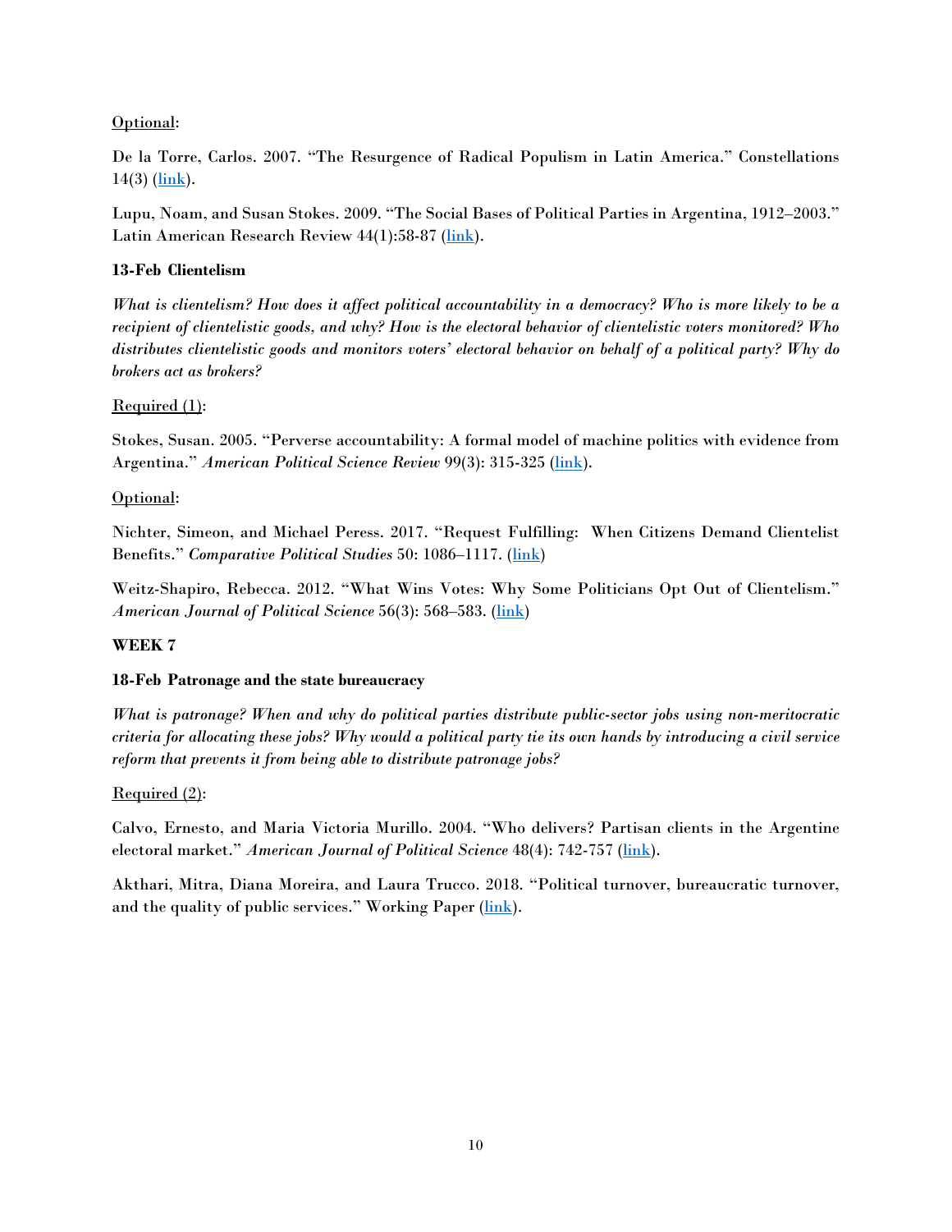<u>Optional</u>:

De la Torre, Carlos. 2007. "The Resurgence of Radical Populism in Latin America." Constellations 14(3) ([link]()).

Lupu, Noam, and Susan Stokes. 2009. "The Social Bases of Political Parties in Argentina, 1912–2003." Latin American Research Review 44(1):58-87 ([link]()).

**13-Feb Clientelism**

*What is clientelism? How does it affect political accountability in a democracy? Who is more likely to be a recipient of clientelistic goods, and why? How is the electoral behavior of clientelistic voters monitored? Who distributes clientelistic goods and monitors voters' electoral behavior on behalf of a political party? Why do brokers act as brokers?*

<u>Required (1)</u>:

Stokes, Susan. 2005. "Perverse accountability: A formal model of machine politics with evidence from Argentina." *American Political Science Review* 99(3): 315-325 ([link]()).

<u>Optional</u>:

Nichter, Simeon, and Michael Peress. 2017. "Request Fulfilling: When Citizens Demand Clientelist Benefits." *Comparative Political Studies* 50: 1086–1117. ([link]())

Weitz-Shapiro, Rebecca. 2012. "What Wins Votes: Why Some Politicians Opt Out of Clientelism." *American Journal of Political Science* 56(3): 568–583. ([link]())

**WEEK 7**

**18-Feb Patronage and the state bureaucracy**

*What is patronage? When and why do political parties distribute public-sector jobs using non-meritocratic criteria for allocating these jobs? Why would a political party tie its own hands by introducing a civil service reform that prevents it from being able to distribute patronage jobs?*

<u>Required (2)</u>:

Calvo, Ernesto, and Maria Victoria Murillo. 2004. "Who delivers? Partisan clients in the Argentine electoral market." *American Journal of Political Science* 48(4): 742-757 ([link]()).

Akthari, Mitra, Diana Moreira, and Laura Trucco. 2018. "Political turnover, bureaucratic turnover, and the quality of public services." Working Paper ([link]()).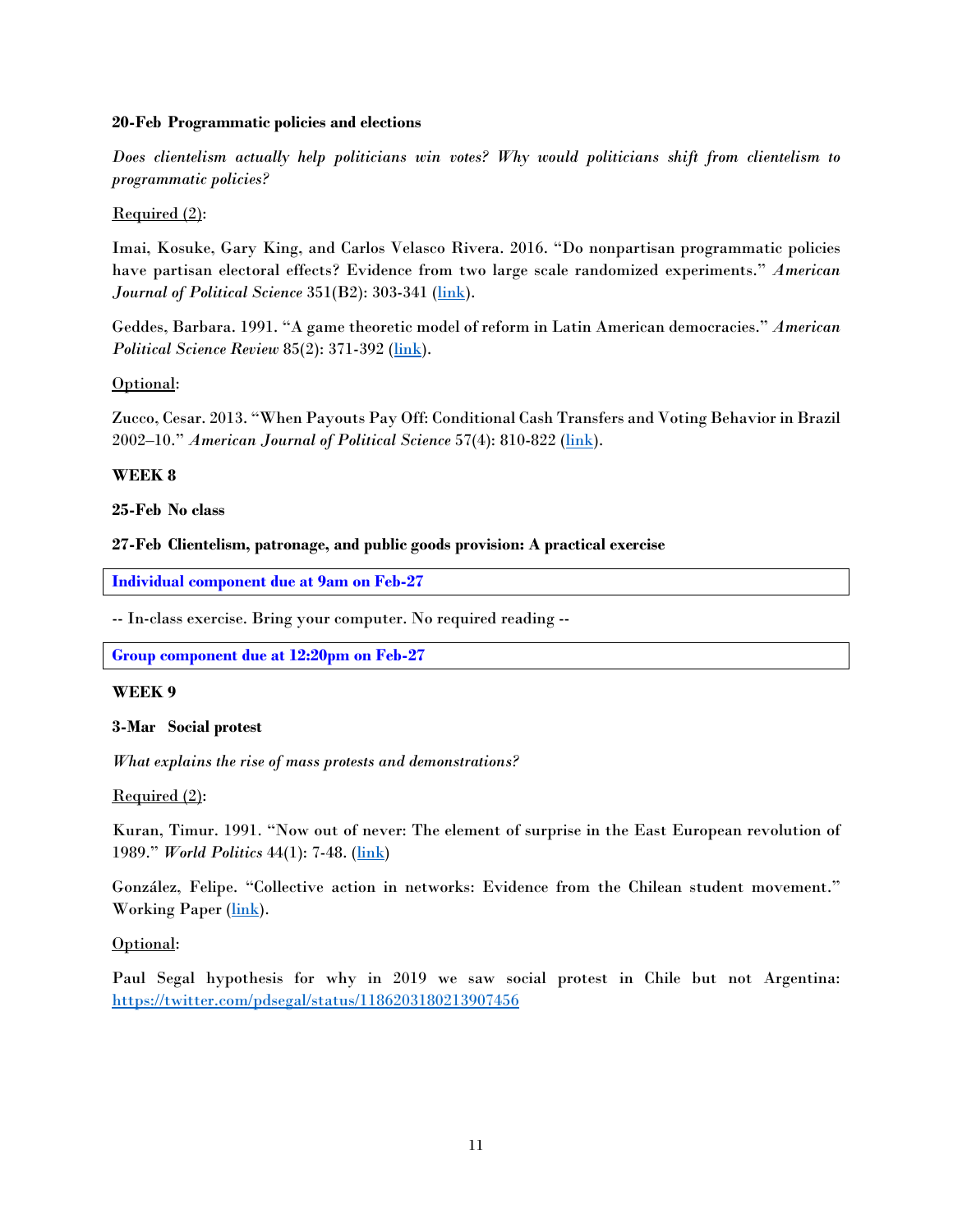**20-Feb Programmatic policies and elections**

***Does clientelism actually help politicians win votes? Why would politicians shift from clientelism to programmatic policies?***

Required (2):

Imai, Kosuke, Gary King, and Carlos Velasco Rivera. 2016. "Do nonpartisan programmatic policies have partisan electoral effects? Evidence from two large scale randomized experiments." *American Journal of Political Science* 351(B2): 303-341 (link).

Geddes, Barbara. 1991. "A game theoretic model of reform in Latin American democracies." *American Political Science Review* 85(2): 371-392 (link).

Optional:

Zucco, Cesar. 2013. "When Payouts Pay Off: Conditional Cash Transfers and Voting Behavior in Brazil 2002–10." *American Journal of Political Science* 57(4): 810-822 (link).

**WEEK 8**

**25-Feb No class**

**27-Feb Clientelism, patronage, and public goods provision: A practical exercise**

**Individual component due at 9am on Feb-27**

-- In-class exercise. Bring your computer. No required reading --

**Group component due at 12:20pm on Feb-27**

**WEEK 9**

**3-Mar Social protest**

***What explains the rise of mass protests and demonstrations?***

Required (2):

Kuran, Timur. 1991. "Now out of never: The element of surprise in the East European revolution of 1989." *World Politics* 44(1): 7-48. (link)

González, Felipe. "Collective action in networks: Evidence from the Chilean student movement." Working Paper (link).

Optional:

Paul Segal hypothesis for why in 2019 we saw social protest in Chile but not Argentina: https://twitter.com/pdsegal/status/1186203180213907456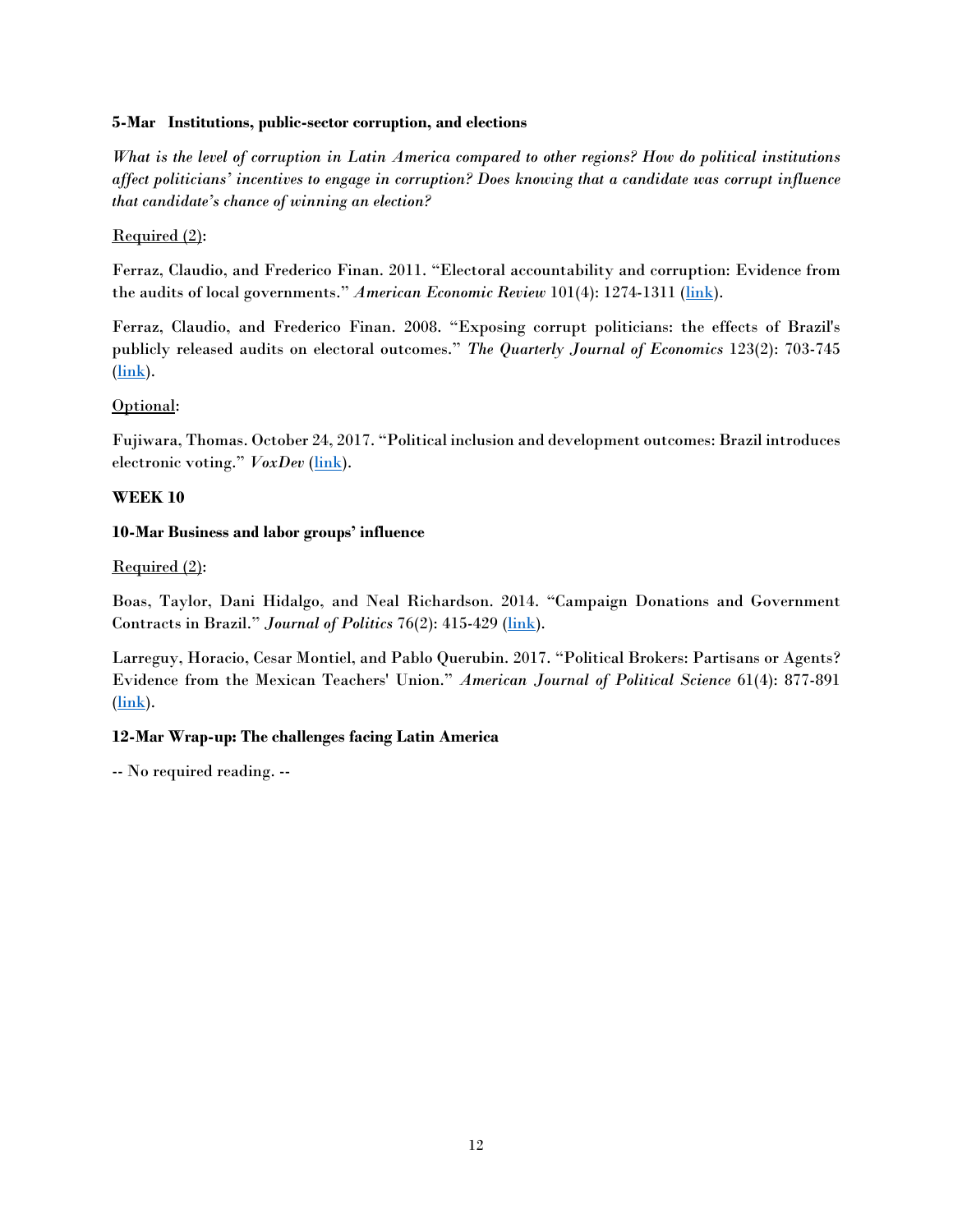**5-Mar Institutions, public-sector corruption, and elections**

*What is the level of corruption in Latin America compared to other regions? How do political institutions affect politicians' incentives to engage in corruption? Does knowing that a candidate was corrupt influence that candidate's chance of winning an election?*

Required (2):

Ferraz, Claudio, and Frederico Finan. 2011. "Electoral accountability and corruption: Evidence from the audits of local governments." *American Economic Review* 101(4): 1274-1311 (link).

Ferraz, Claudio, and Frederico Finan. 2008. "Exposing corrupt politicians: the effects of Brazil's publicly released audits on electoral outcomes." *The Quarterly Journal of Economics* 123(2): 703-745 (link).

Optional:

Fujiwara, Thomas. October 24, 2017. "Political inclusion and development outcomes: Brazil introduces electronic voting." *VoxDev* (link).

## WEEK 10

**10-Mar Business and labor groups' influence**

Required (2):

Boas, Taylor, Dani Hidalgo, and Neal Richardson. 2014. "Campaign Donations and Government Contracts in Brazil." *Journal of Politics* 76(2): 415-429 (link).

Larreguy, Horacio, Cesar Montiel, and Pablo Querubin. 2017. "Political Brokers: Partisans or Agents? Evidence from the Mexican Teachers' Union." *American Journal of Political Science* 61(4): 877-891 (link).

**12-Mar Wrap-up: The challenges facing Latin America**

-- No required reading. --